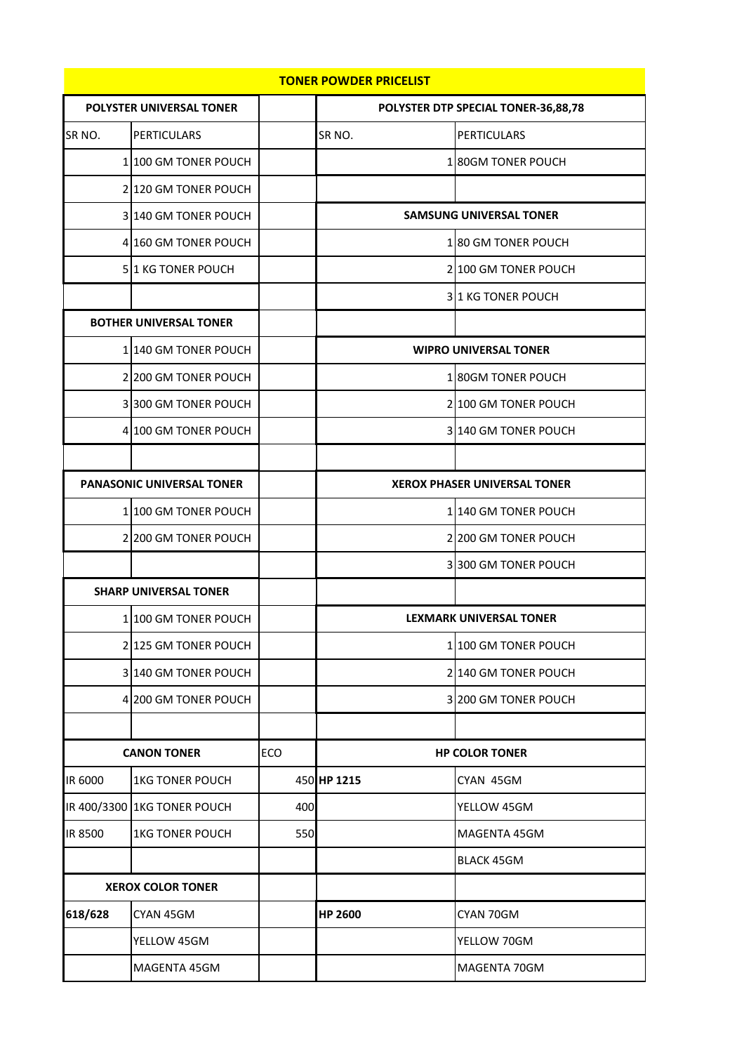| TONER POWDER PRICELIST | | | | |
|---|---|---|---|---|
| **POLYSTER UNIVERSAL TONER** | | | **POLYSTER DTP SPECIAL TONER-36,88,78** | |
| SR NO. | PERTICULARS | | SR NO. | PERTICULARS |
| 1 | 100 GM TONER POUCH | | 1 | 80GM TONER POUCH |
| 2 | 120 GM TONER POUCH | | | |
| 3 | 140 GM TONER POUCH | | **SAMSUNG UNIVERSAL TONER** | |
| 4 | 160 GM TONER POUCH | | 1 | 80 GM TONER POUCH |
| 5 | 1 KG TONER POUCH | | 2 | 100 GM TONER POUCH |
| | | | 3 | 1 KG TONER POUCH |
| **BOTHER UNIVERSAL TONER** | | | | |
| 1 | 140 GM TONER POUCH | | **WIPRO UNIVERSAL TONER** | |
| 2 | 200 GM TONER POUCH | | 1 | 80GM TONER POUCH |
| 3 | 300 GM TONER POUCH | | 2 | 100 GM TONER POUCH |
| 4 | 100 GM TONER POUCH | | 3 | 140 GM TONER POUCH |
| | | | | |
| **PANASONIC UNIVERSAL TONER** | | | **XEROX PHASER UNIVERSAL TONER** | |
| 1 | 100 GM TONER POUCH | | 1 | 140 GM TONER POUCH |
| 2 | 200 GM TONER POUCH | | 2 | 200 GM TONER POUCH |
| | | | 3 | 300 GM TONER POUCH |
| **SHARP UNIVERSAL TONER** | | | | |
| 1 | 100 GM TONER POUCH | | **LEXMARK UNIVERSAL TONER** | |
| 2 | 125 GM TONER POUCH | | 1 | 100 GM TONER POUCH |
| 3 | 140 GM TONER POUCH | | 2 | 140 GM TONER POUCH |
| 4 | 200 GM TONER POUCH | | 3 | 200 GM TONER POUCH |
| | | | | |
| **CANON TONER** | | ECO | **HP COLOR TONER** | |
| IR 6000 | 1KG TONER POUCH | 450 | **HP 1215** | CYAN 45GM |
| IR 400/3300 | 1KG TONER POUCH | 400 | | YELLOW 45GM |
| IR 8500 | 1KG TONER POUCH | 550 | | MAGENTA 45GM |
| | | | | BLACK 45GM |
| **XEROX COLOR TONER** | | | | |
| **618/628** | CYAN 45GM | | **HP 2600** | CYAN 70GM |
| | YELLOW 45GM | | | YELLOW 70GM |
| | MAGENTA 45GM | | | MAGENTA 70GM |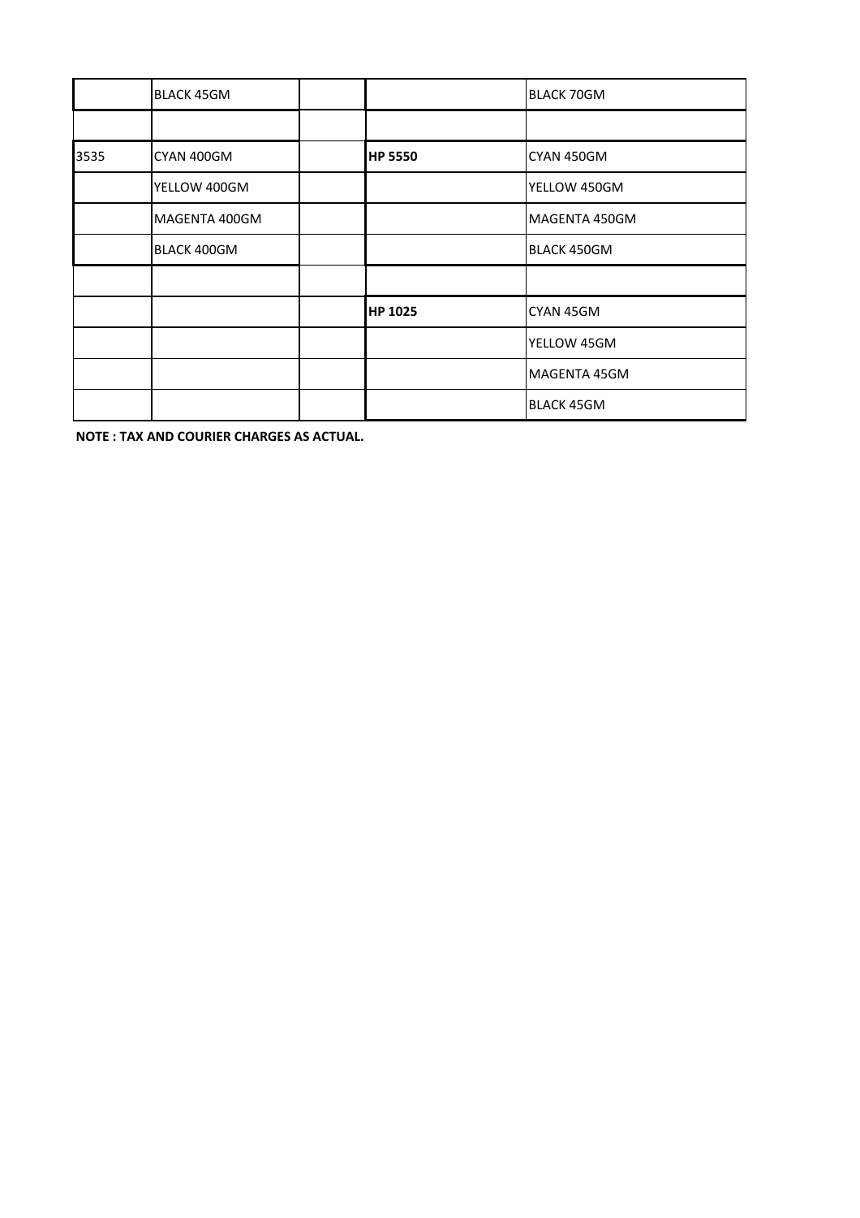| | | | | |
|---|---|---|---|---|
| | BLACK 45GM | | | BLACK 70GM |
| | | | | |
| 3535 | CYAN 400GM | | **HP 5550** | CYAN 450GM |
| | YELLOW 400GM | | | YELLOW 450GM |
| | MAGENTA 400GM | | | MAGENTA 450GM |
| | BLACK 400GM | | | BLACK 450GM |
| | | | | |
| | | | **HP 1025** | CYAN 45GM |
| | | | | YELLOW 45GM |
| | | | | MAGENTA 45GM |
| | | | | BLACK 45GM |

**NOTE : TAX AND COURIER CHARGES AS ACTUAL.**